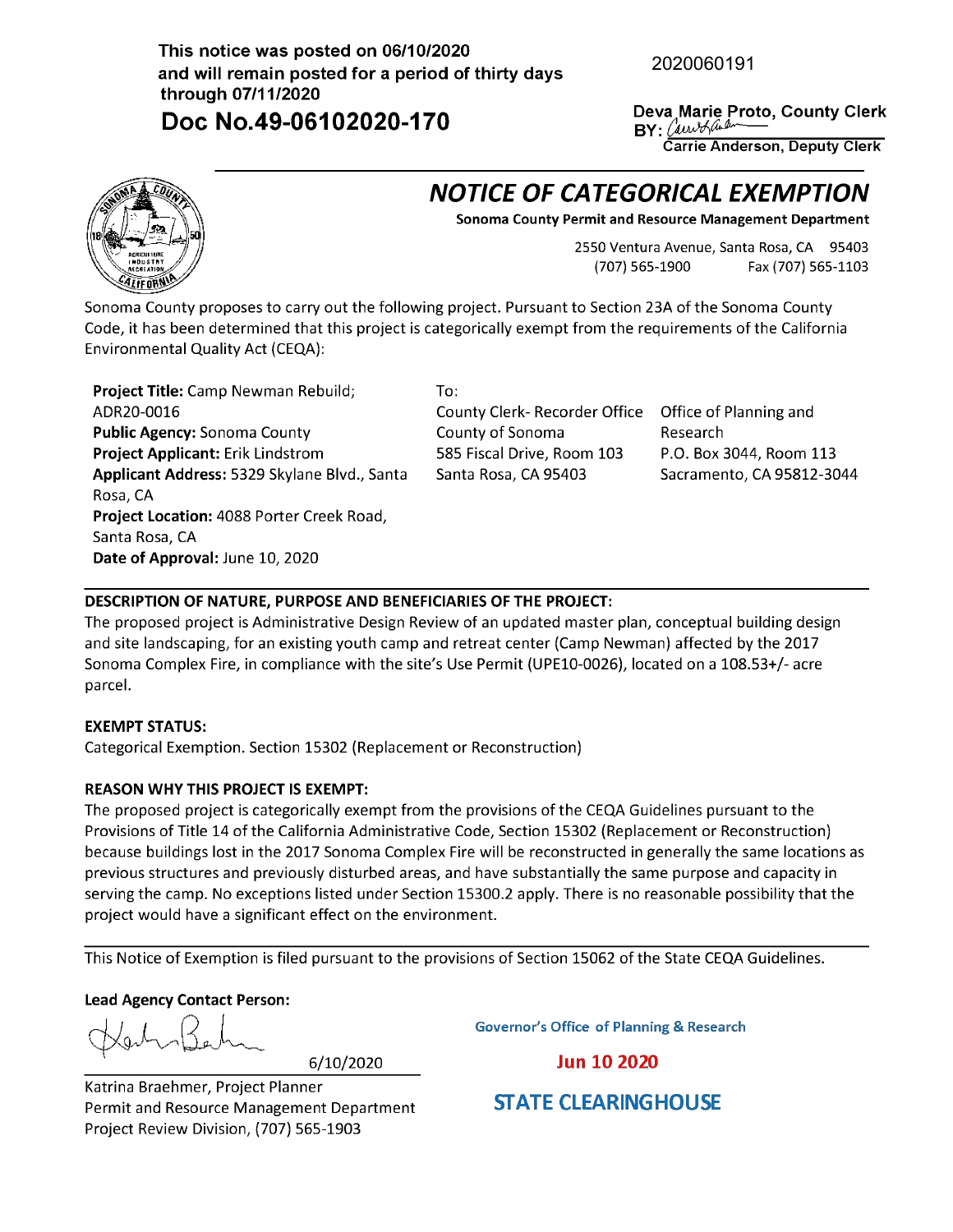**This notice was posted on 06/10/2020 and will remain posted for a period of thirty days through 07/11/2020**

**Doc No.49-06102020-170**

2020060191

**Deva Marie Proto, County Clerk**
**BY:**
**Carrie Anderson, Deputy Clerk**

# *NOTICE OF CATEGORICAL EXEMPTION*

**Sonoma County Permit and Resource Management Department**

2550 Ventura Avenue, Santa Rosa, CA 95403
(707) 565-1900 Fax (707) 565-1103

Sonoma County proposes to carry out the following project. Pursuant to Section 23A of the Sonoma County Code, it has been determined that this project is categorically exempt from the requirements of the California Environmental Quality Act (CEQA):

**Project Title:** Camp Newman Rebuild; ADR20-0016
**Public Agency:** Sonoma County
**Project Applicant:** Erik Lindstrom
**Applicant Address:** 5329 Skylane Blvd., Santa Rosa, CA
**Project Location:** 4088 Porter Creek Road, Santa Rosa, CA
**Date of Approval:** June 10, 2020

To:

County Clerk- Recorder Office
County of Sonoma
585 Fiscal Drive, Room 103
Santa Rosa, CA 95403

Office of Planning and Research
P.O. Box 3044, Room 113
Sacramento, CA 95812-3044

**DESCRIPTION OF NATURE, PURPOSE AND BENEFICIARIES OF THE PROJECT:**

The proposed project is Administrative Design Review of an updated master plan, conceptual building design and site landscaping, for an existing youth camp and retreat center (Camp Newman) affected by the 2017 Sonoma Complex Fire, in compliance with the site's Use Permit (UPE10-0026), located on a 108.53+/- acre parcel.

**EXEMPT STATUS:**

Categorical Exemption. Section 15302 (Replacement or Reconstruction)

**REASON WHY THIS PROJECT IS EXEMPT:**

The proposed project is categorically exempt from the provisions of the CEQA Guidelines pursuant to the Provisions of Title 14 of the California Administrative Code, Section 15302 (Replacement or Reconstruction) because buildings lost in the 2017 Sonoma Complex Fire will be reconstructed in generally the same locations as previous structures and previously disturbed areas, and have substantially the same purpose and capacity in serving the camp. No exceptions listed under Section 15300.2 apply. There is no reasonable possibility that the project would have a significant effect on the environment.

---

This Notice of Exemption is filed pursuant to the provisions of Section 15062 of the State CEQA Guidelines.

**Lead Agency Contact Person:**

6/10/2020

Katrina Braehmer, Project Planner
Permit and Resource Management Department
Project Review Division, (707) 565-1903

Governor's Office of Planning & Research

**Jun 10 2020**

**STATE CLEARINGHOUSE**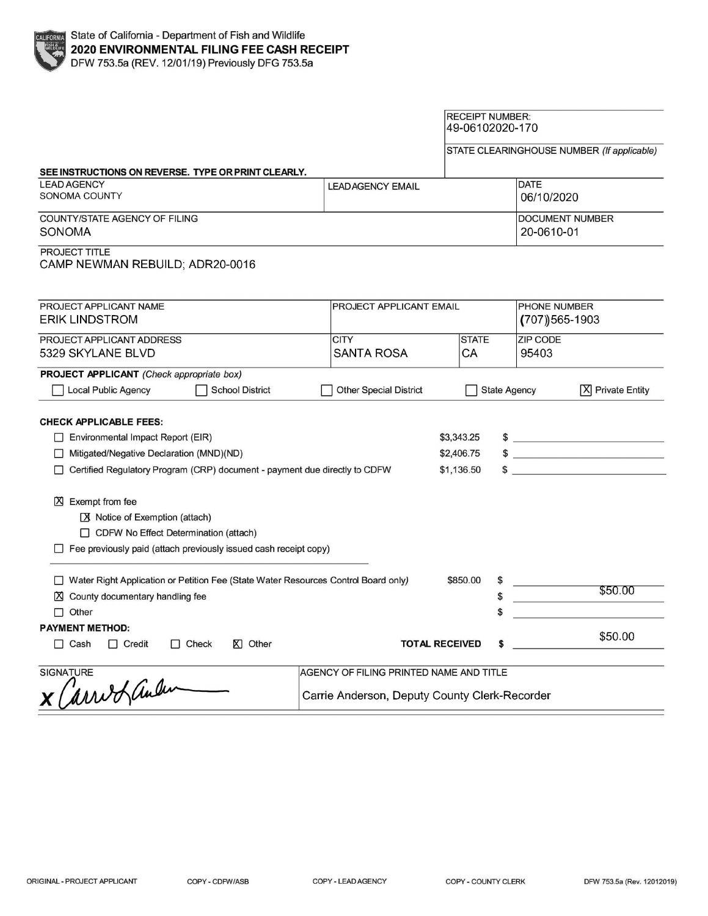State of California - Department of Fish and Wildlife

**2020 ENVIRONMENTAL FILING FEE CASH RECEIPT**

DFW 753.5a (REV. 12/01/19) Previously DFG 753.5a

RECEIPT NUMBER:
49-06102020-170

STATE CLEARINGHOUSE NUMBER *(If applicable)*

**SEE INSTRUCTIONS ON REVERSE. TYPE OR PRINT CLEARLY.**

| LEAD AGENCY | LEAD AGENCY EMAIL | DATE |
|---|---|---|
| SONOMA COUNTY | | 06/10/2020 |

| COUNTY/STATE AGENCY OF FILING | DOCUMENT NUMBER |
|---|---|
| SONOMA | 20-0610-01 |

PROJECT TITLE
CAMP NEWMAN REBUILD; ADR20-0016

| PROJECT APPLICANT NAME | PROJECT APPLICANT EMAIL | | PHONE NUMBER |
|---|---|---|---|
| ERIK LINDSTROM | | | (707)565-1903 |
| **PROJECT APPLICANT ADDRESS** | **CITY** | **STATE** | **ZIP CODE** |
| 5329 SKYLANE BLVD | SANTA ROSA | CA | 95403 |

**PROJECT APPLICANT** *(Check appropriate box)*

☐ Local Public Agency ☐ School District ☐ Other Special District ☐ State Agency ☒ Private Entity

**CHECK APPLICABLE FEES:**

| | | |
|---|---|---|
| ☐ Environmental Impact Report (EIR) | $3,343.25 | $ |
| ☐ Mitigated/Negative Declaration (MND)(ND) | $2,406.75 | $ |
| ☐ Certified Regulatory Program (CRP) document - payment due directly to CDFW | $1,136.50 | $ |

☒ Exempt from fee
- ☒ Notice of Exemption (attach)
- ☐ CDFW No Effect Determination (attach)

☐ Fee previously paid (attach previously issued cash receipt copy)

| | | |
|---|---|---|
| ☐ Water Right Application or Petition Fee (State Water Resources Control Board only) | $850.00 | $ |
| ☒ County documentary handling fee | | $ $50.00 |
| ☐ Other | | $ |

**PAYMENT METHOD:**

☐ Cash ☐ Credit ☐ Check ☒ Other **TOTAL RECEIVED** $ $50.00

| SIGNATURE | AGENCY OF FILING PRINTED NAME AND TITLE |
|---|---|
| x Carrie Anderson | Carrie Anderson, Deputy County Clerk-Recorder |

ORIGINAL - PROJECT APPLICANT COPY - CDFW/ASB COPY - LEAD AGENCY COPY - COUNTY CLERK DFW 753.5a (Rev. 12012019)